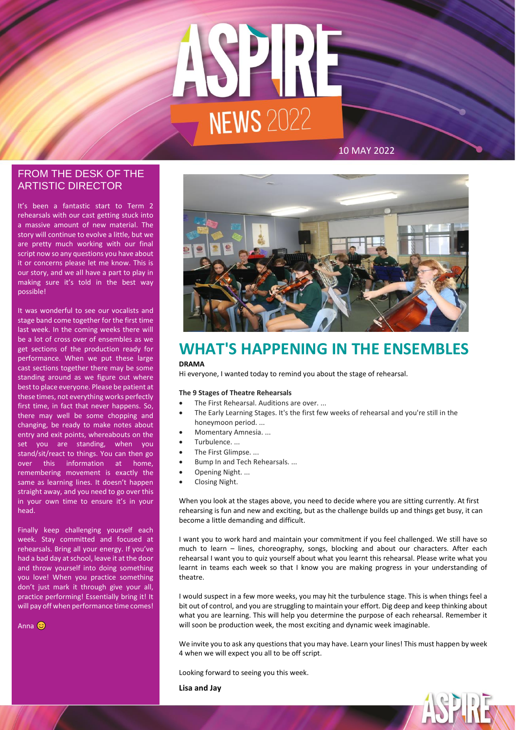# ASPIRE NEWS 2022

10 MAY 2022

## FROM THE DESK OF THE ARTISTIC DIRECTOR

It's been a fantastic start to Term 2 rehearsals with our cast getting stuck into a massive amount of new material. The story will continue to evolve a little, but we are pretty much working with our final script now so any questions you have about it or concerns please let me know. This is our story, and we all have a part to play in making sure it's told in the best way possible!

It was wonderful to see our vocalists and stage band come together for the first time last week. In the coming weeks there will be a lot of cross over of ensembles as we get sections of the production ready for performance. When we put these large cast sections together there may be some standing around as we figure out where best to place everyone. Please be patient at these times, not everything works perfectly first time, in fact that never happens. So, there may well be some chopping and changing, be ready to make notes about entry and exit points, whereabouts on the set you are standing, when you stand/sit/react to things. You can then go over this information at home, remembering movement is exactly the same as learning lines. It doesn't happen straight away, and you need to go over this in your own time to ensure it's in your head.

Finally keep challenging yourself each week. Stay committed and focused at rehearsals. Bring all your energy. If you've had a bad day at school, leave it at the door and throw yourself into doing something you love! When you practice something don't just mark it through give your all, practice performing! Essentially bring it! It will pay off when performance time comes!

Anna 😊

## WHAT'S HAPPENING IN THE ENSEMBLES

**DRAMA**

Hi everyone, I wanted today to remind you about the stage of rehearsal.

**The 9 Stages of Theatre Rehearsals**

- The First Rehearsal. Auditions are over. ...
- The Early Learning Stages. It's the first few weeks of rehearsal and you're still in the honeymoon period. ...
- Momentary Amnesia. ...
- Turbulence. ...
- The First Glimpse. ...
- Bump In and Tech Rehearsals. ...
- Opening Night. ...
- Closing Night.

When you look at the stages above, you need to decide where you are sitting currently. At first rehearsing is fun and new and exciting, but as the challenge builds up and things get busy, it can become a little demanding and difficult.

I want you to work hard and maintain your commitment if you feel challenged. We still have so much to learn – lines, choreography, songs, blocking and about our characters. After each rehearsal I want you to quiz yourself about what you learnt this rehearsal. Please write what you learnt in teams each week so that I know you are making progress in your understanding of theatre.

I would suspect in a few more weeks, you may hit the turbulence stage. This is when things feel a bit out of control, and you are struggling to maintain your effort. Dig deep and keep thinking about what you are learning. This will help you determine the purpose of each rehearsal. Remember it will soon be production week, the most exciting and dynamic week imaginable.

We invite you to ask any questions that you may have. Learn your lines! This must happen by week 4 when we will expect you all to be off script.

Looking forward to seeing you this week.

**Lisa and Jay**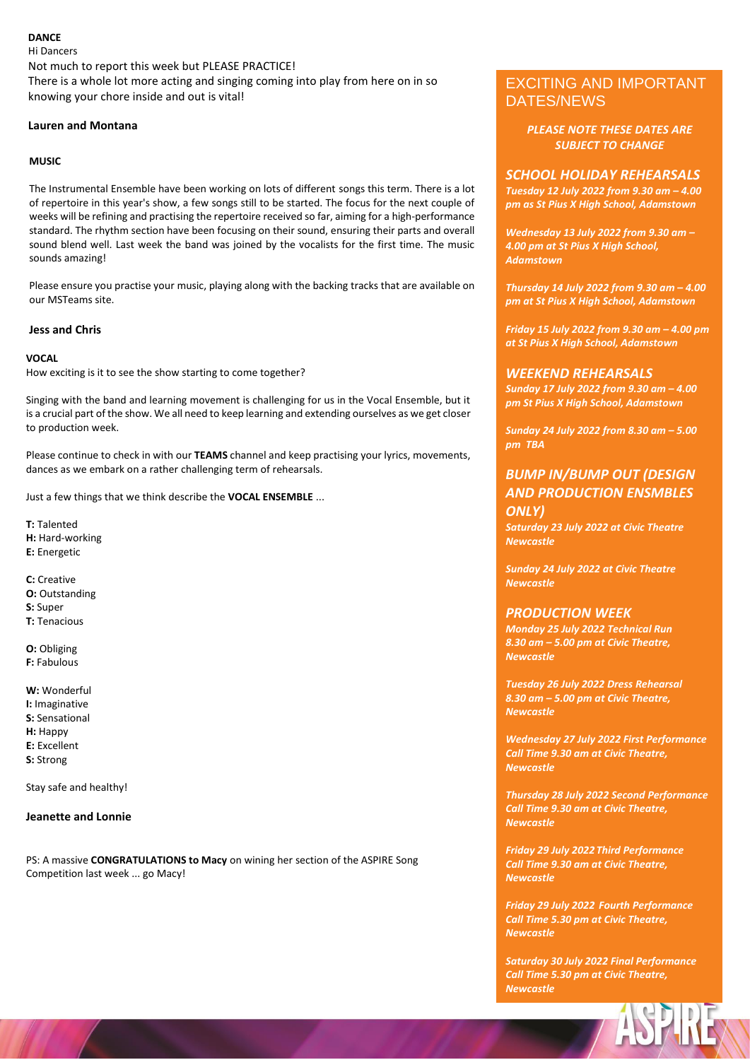**DANCE**

Hi Dancers

Not much to report this week but PLEASE PRACTICE!

There is a whole lot more acting and singing coming into play from here on in so knowing your chore inside and out is vital!

**Lauren and Montana**

**MUSIC**

The Instrumental Ensemble have been working on lots of different songs this term. There is a lot of repertoire in this year's show, a few songs still to be started. The focus for the next couple of weeks will be refining and practising the repertoire received so far, aiming for a high-performance standard. The rhythm section have been focusing on their sound, ensuring their parts and overall sound blend well. Last week the band was joined by the vocalists for the first time. The music sounds amazing!

Please ensure you practise your music, playing along with the backing tracks that are available on our MSTeams site.

**Jess and Chris**

**VOCAL**

How exciting is it to see the show starting to come together?

Singing with the band and learning movement is challenging for us in the Vocal Ensemble, but it is a crucial part of the show. We all need to keep learning and extending ourselves as we get closer to production week.

Please continue to check in with our **TEAMS** channel and keep practising your lyrics, movements, dances as we embark on a rather challenging term of rehearsals.

Just a few things that we think describe the **VOCAL ENSEMBLE** ...

**T:** Talented
**H:** Hard-working
**E:** Energetic

**C:** Creative
**O:** Outstanding
**S:** Super
**T:** Tenacious

**O:** Obliging
**F:** Fabulous

**W:** Wonderful
**I:** Imaginative
**S:** Sensational
**H:** Happy
**E:** Excellent
**S:** Strong

Stay safe and healthy!

**Jeanette and Lonnie**

PS: A massive **CONGRATULATIONS to Macy** on wining her section of the ASPIRE Song Competition last week ... go Macy!

## EXCITING AND IMPORTANT DATES/NEWS

***PLEASE NOTE THESE DATES ARE SUBJECT TO CHANGE***

### *SCHOOL HOLIDAY REHEARSALS*

***Tuesday 12 July 2022 from 9.30 am – 4.00 pm as St Pius X High School, Adamstown***

***Wednesday 13 July 2022 from 9.30 am – 4.00 pm at St Pius X High School, Adamstown***

***Thursday 14 July 2022 from 9.30 am – 4.00 pm at St Pius X High School, Adamstown***

***Friday 15 July 2022 from 9.30 am – 4.00 pm at St Pius X High School, Adamstown***

### *WEEKEND REHEARSALS*

***Sunday 17 July 2022 from 9.30 am – 4.00 pm St Pius X High School, Adamstown***

***Sunday 24 July 2022 from 8.30 am – 5.00 pm TBA***

### *BUMP IN/BUMP OUT (DESIGN AND PRODUCTION ENSMBLES ONLY)*

***Saturday 23 July 2022 at Civic Theatre Newcastle***

***Sunday 24 July 2022 at Civic Theatre Newcastle***

### *PRODUCTION WEEK*

***Monday 25 July 2022 Technical Run 8.30 am – 5.00 pm at Civic Theatre, Newcastle***

***Tuesday 26 July 2022 Dress Rehearsal 8.30 am – 5.00 pm at Civic Theatre, Newcastle***

***Wednesday 27 July 2022 First Performance Call Time 9.30 am at Civic Theatre, Newcastle***

***Thursday 28 July 2022 Second Performance Call Time 9.30 am at Civic Theatre, Newcastle***

***Friday 29 July 2022 Third Performance Call Time 9.30 am at Civic Theatre, Newcastle***

***Friday 29 July 2022 Fourth Performance Call Time 5.30 pm at Civic Theatre, Newcastle***

***Saturday 30 July 2022 Final Performance Call Time 5.30 pm at Civic Theatre, Newcastle***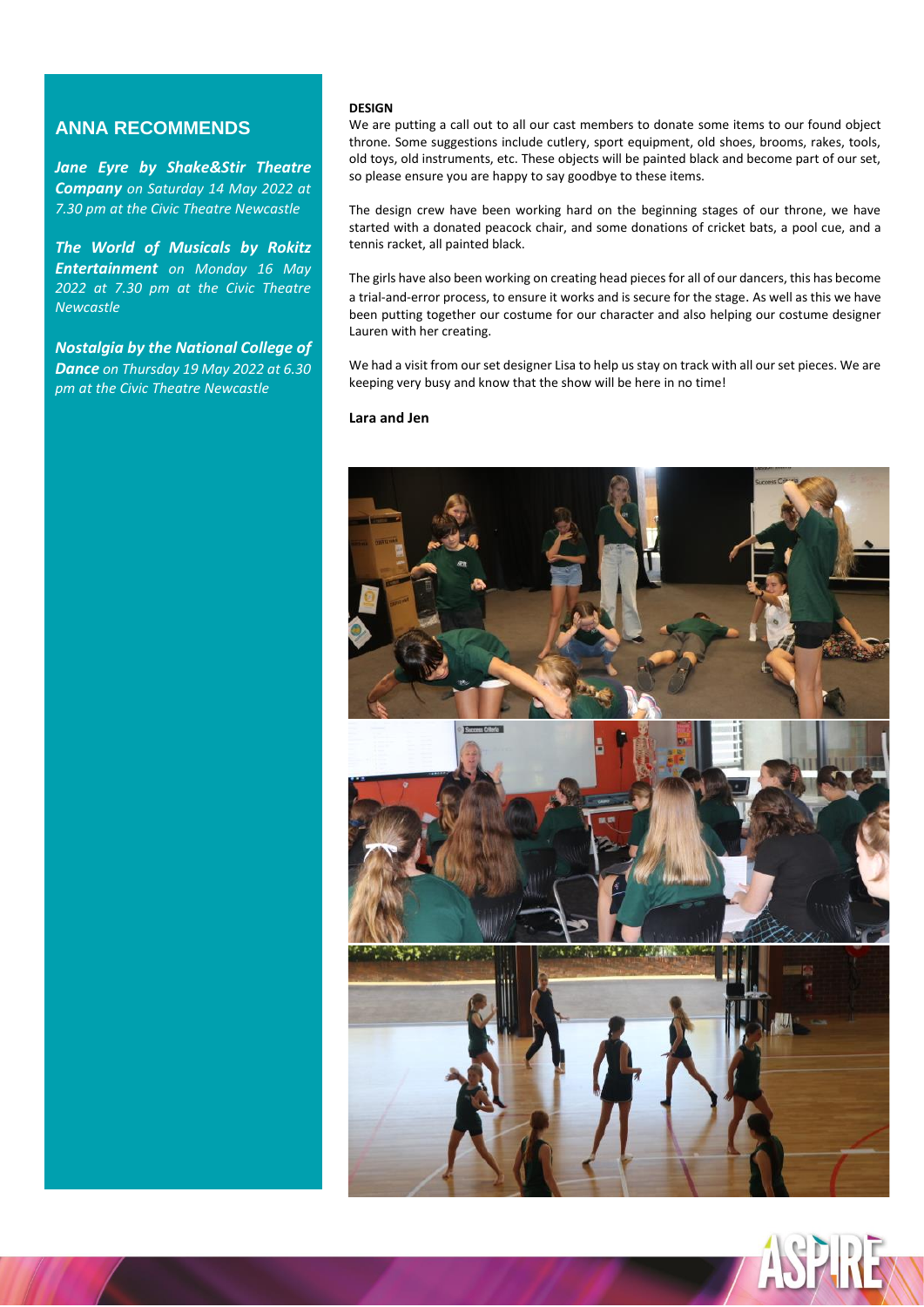## ANNA RECOMMENDS

***Jane Eyre by Shake&Stir Theatre Company*** *on Saturday 14 May 2022 at 7.30 pm at the Civic Theatre Newcastle*

***The World of Musicals by Rokitz Entertainment*** *on Monday 16 May 2022 at 7.30 pm at the Civic Theatre Newcastle*

***Nostalgia by the National College of Dance*** *on Thursday 19 May 2022 at 6.30 pm at the Civic Theatre Newcastle*

**DESIGN**

We are putting a call out to all our cast members to donate some items to our found object throne. Some suggestions include cutlery, sport equipment, old shoes, brooms, rakes, tools, old toys, old instruments, etc. These objects will be painted black and become part of our set, so please ensure you are happy to say goodbye to these items.

The design crew have been working hard on the beginning stages of our throne, we have started with a donated peacock chair, and some donations of cricket bats, a pool cue, and a tennis racket, all painted black.

The girls have also been working on creating head pieces for all of our dancers, this has become a trial-and-error process, to ensure it works and is secure for the stage. As well as this we have been putting together our costume for our character and also helping our costume designer Lauren with her creating.

We had a visit from our set designer Lisa to help us stay on track with all our set pieces. We are keeping very busy and know that the show will be here in no time!

**Lara and Jen**